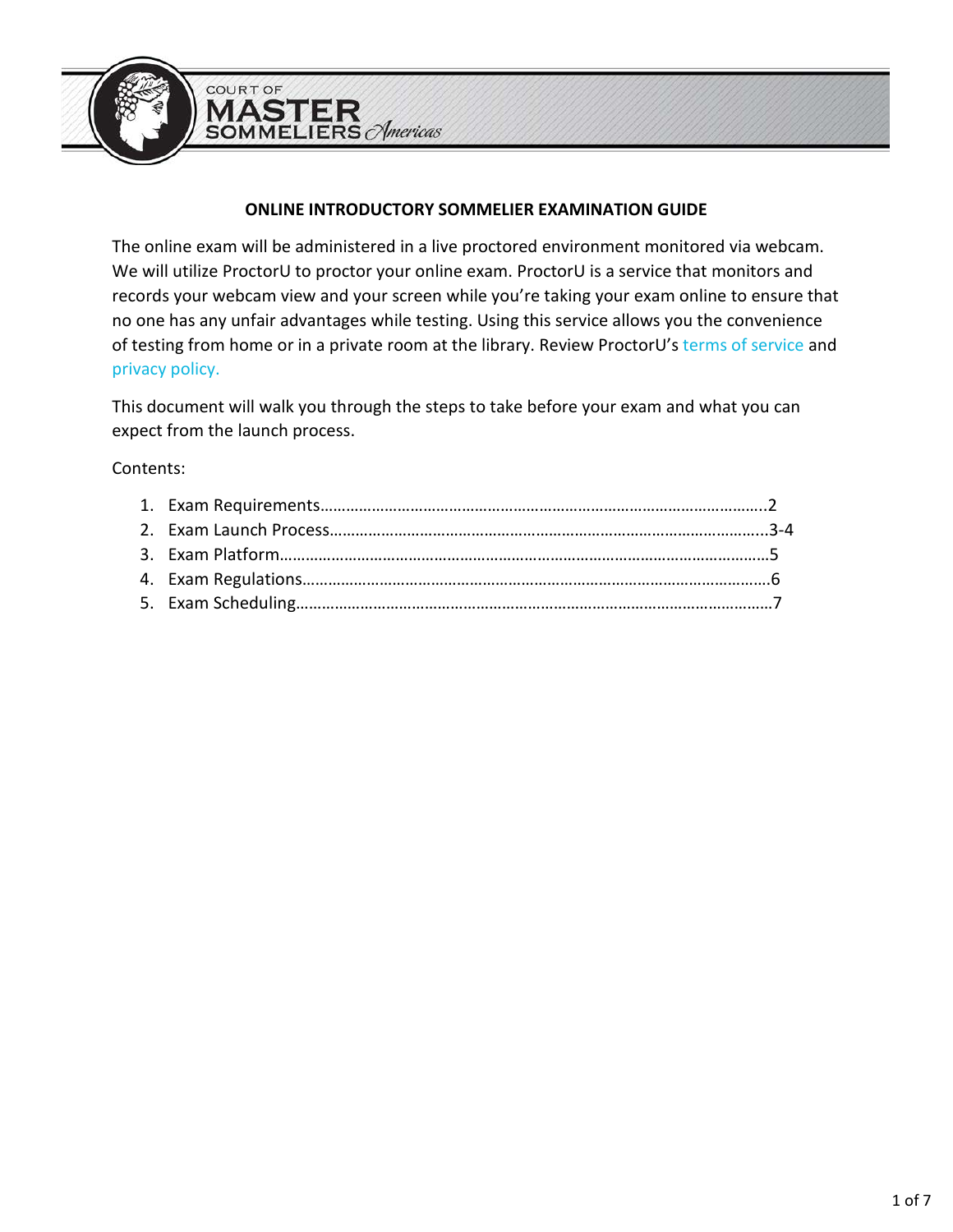# ONLINE INTRODUCTORY SOMMELIER EXAMINATION GUIDE

The online exam will be administered in a live proctored environment monitored via webcam. We will utilize ProctorU to proctor your online exam. ProctorU is a service that monitors and records your webcam view and your screen while you're taking your exam online to ensure that no one has any unfair advantages while testing. Using this service allows you the convenience of testing from home or in a private room at the library. Review ProctorU's terms of service and privacy policy.

This document will walk you through the steps to take before your exam and what you can expect from the launch process.

Contents:

1. Exam Requirements……………………………………………………………………………………..2
2. Exam Launch Process……………………………………………………………………………………3-4
3. Exam Platform……………………………………………………………………………………………5
4. Exam Regulations…………………………………………………………………………………………6
5. Exam Scheduling…………………………………………………………………………………………7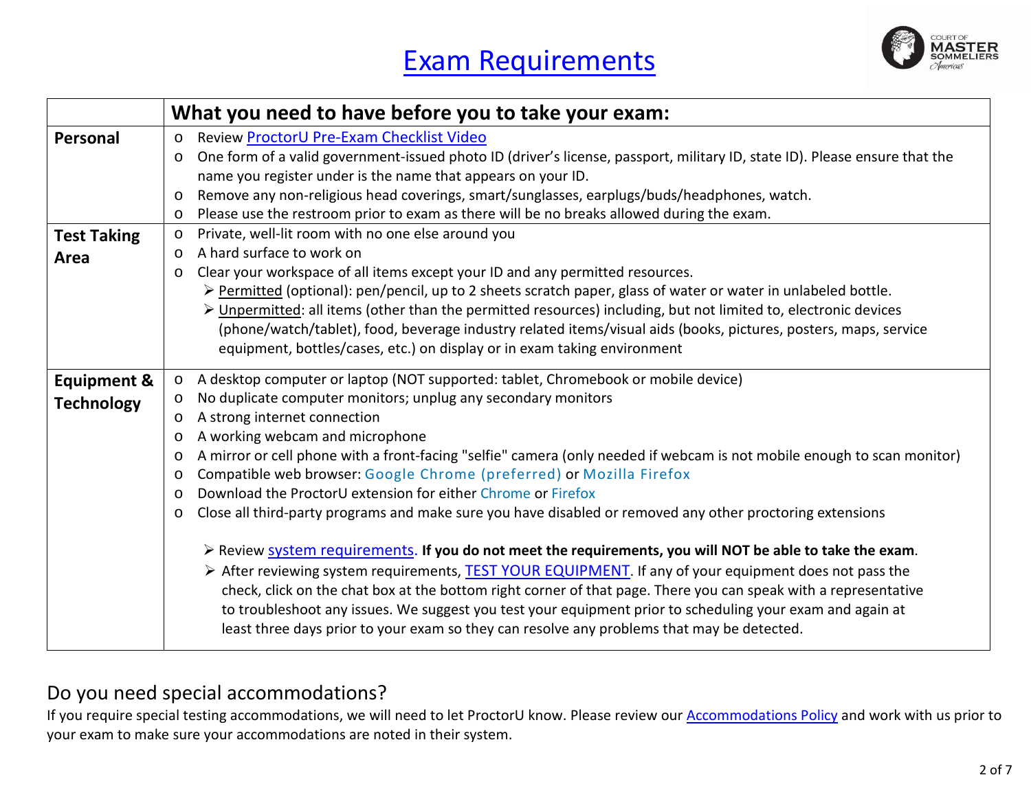# Exam Requirements

| | What you need to have before you to take your exam: |
|---|---|
| **Personal** | o Review ProctorU Pre-Exam Checklist Video<br>o One form of a valid government-issued photo ID (driver's license, passport, military ID, state ID). Please ensure that the name you register under is the name that appears on your ID.<br>o Remove any non-religious head coverings, smart/sunglasses, earplugs/buds/headphones, watch.<br>o Please use the restroom prior to exam as there will be no breaks allowed during the exam. |
| **Test Taking Area** | o Private, well-lit room with no one else around you<br>o A hard surface to work on<br>o Clear your workspace of all items except your ID and any permitted resources.<br>➢ Permitted (optional): pen/pencil, up to 2 sheets scratch paper, glass of water or water in unlabeled bottle.<br>➢ Unpermitted: all items (other than the permitted resources) including, but not limited to, electronic devices (phone/watch/tablet), food, beverage industry related items/visual aids (books, pictures, posters, maps, service equipment, bottles/cases, etc.) on display or in exam taking environment |
| **Equipment & Technology** | o A desktop computer or laptop (NOT supported: tablet, Chromebook or mobile device)<br>o No duplicate computer monitors; unplug any secondary monitors<br>o A strong internet connection<br>o A working webcam and microphone<br>o A mirror or cell phone with a front-facing "selfie" camera (only needed if webcam is not mobile enough to scan monitor)<br>o Compatible web browser: Google Chrome (preferred) or Mozilla Firefox<br>o Download the ProctorU extension for either Chrome or Firefox<br>o Close all third-party programs and make sure you have disabled or removed any other proctoring extensions<br>➢ Review system requirements. **If you do not meet the requirements, you will NOT be able to take the exam**.<br>➢ After reviewing system requirements, TEST YOUR EQUIPMENT. If any of your equipment does not pass the check, click on the chat box at the bottom right corner of that page. There you can speak with a representative to troubleshoot any issues. We suggest you test your equipment prior to scheduling your exam and again at least three days prior to your exam so they can resolve any problems that may be detected. |

## Do you need special accommodations?

If you require special testing accommodations, we will need to let ProctorU know. Please review our Accommodations Policy and work with us prior to your exam to make sure your accommodations are noted in their system.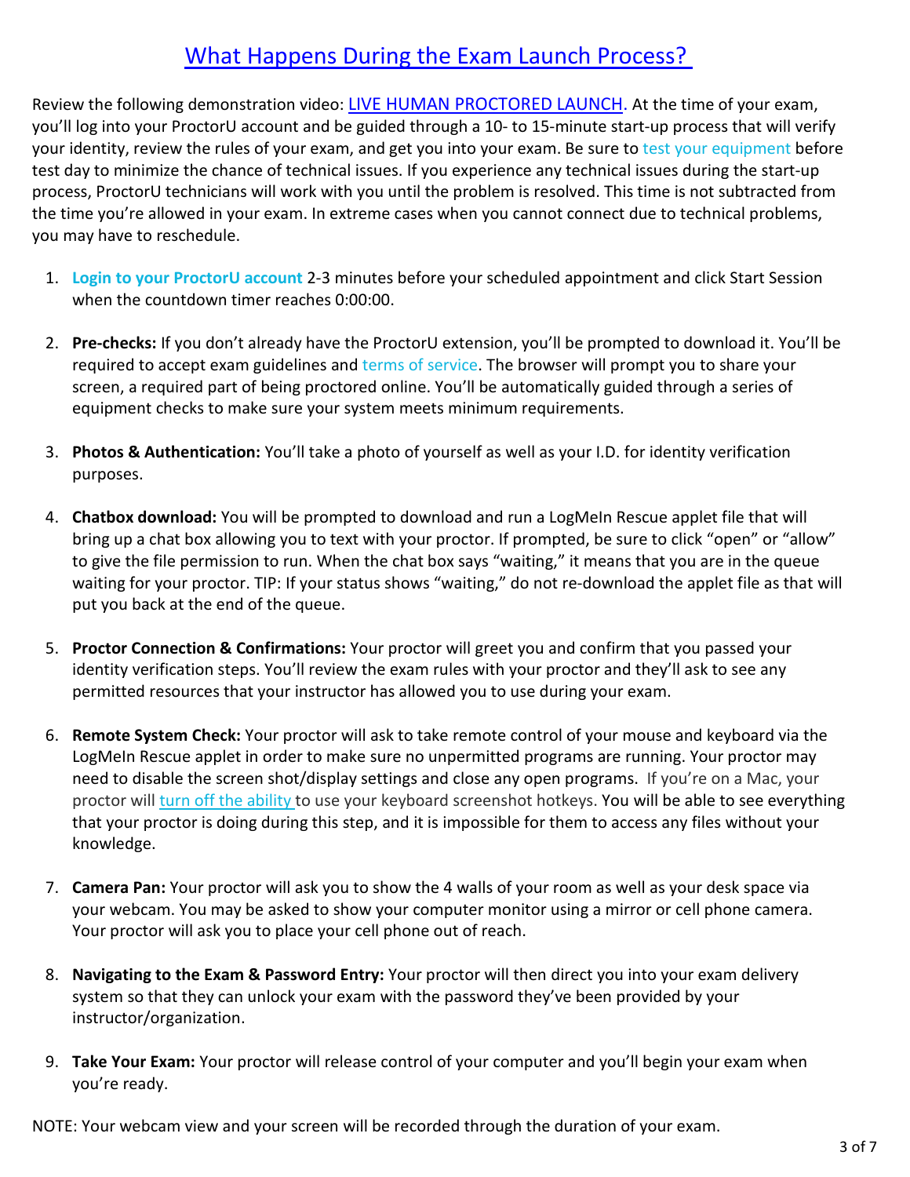# What Happens During the Exam Launch Process?

Review the following demonstration video: LIVE HUMAN PROCTORED LAUNCH. At the time of your exam, you'll log into your ProctorU account and be guided through a 10- to 15-minute start-up process that will verify your identity, review the rules of your exam, and get you into your exam. Be sure to test your equipment before test day to minimize the chance of technical issues. If you experience any technical issues during the start-up process, ProctorU technicians will work with you until the problem is resolved. This time is not subtracted from the time you're allowed in your exam. In extreme cases when you cannot connect due to technical problems, you may have to reschedule.

1. **Login to your ProctorU account** 2-3 minutes before your scheduled appointment and click Start Session when the countdown timer reaches 0:00:00.

2. **Pre-checks:** If you don't already have the ProctorU extension, you'll be prompted to download it. You'll be required to accept exam guidelines and terms of service. The browser will prompt you to share your screen, a required part of being proctored online. You'll be automatically guided through a series of equipment checks to make sure your system meets minimum requirements.

3. **Photos & Authentication:** You'll take a photo of yourself as well as your I.D. for identity verification purposes.

4. **Chatbox download:** You will be prompted to download and run a LogMeIn Rescue applet file that will bring up a chat box allowing you to text with your proctor. If prompted, be sure to click "open" or "allow" to give the file permission to run. When the chat box says "waiting," it means that you are in the queue waiting for your proctor. TIP: If your status shows "waiting," do not re-download the applet file as that will put you back at the end of the queue.

5. **Proctor Connection & Confirmations:** Your proctor will greet you and confirm that you passed your identity verification steps. You'll review the exam rules with your proctor and they'll ask to see any permitted resources that your instructor has allowed you to use during your exam.

6. **Remote System Check:** Your proctor will ask to take remote control of your mouse and keyboard via the LogMeIn Rescue applet in order to make sure no unpermitted programs are running. Your proctor may need to disable the screen shot/display settings and close any open programs. If you're on a Mac, your proctor will turn off the ability to use your keyboard screenshot hotkeys. You will be able to see everything that your proctor is doing during this step, and it is impossible for them to access any files without your knowledge.

7. **Camera Pan:** Your proctor will ask you to show the 4 walls of your room as well as your desk space via your webcam. You may be asked to show your computer monitor using a mirror or cell phone camera. Your proctor will ask you to place your cell phone out of reach.

8. **Navigating to the Exam & Password Entry:** Your proctor will then direct you into your exam delivery system so that they can unlock your exam with the password they've been provided by your instructor/organization.

9. **Take Your Exam:** Your proctor will release control of your computer and you'll begin your exam when you're ready.

NOTE: Your webcam view and your screen will be recorded through the duration of your exam.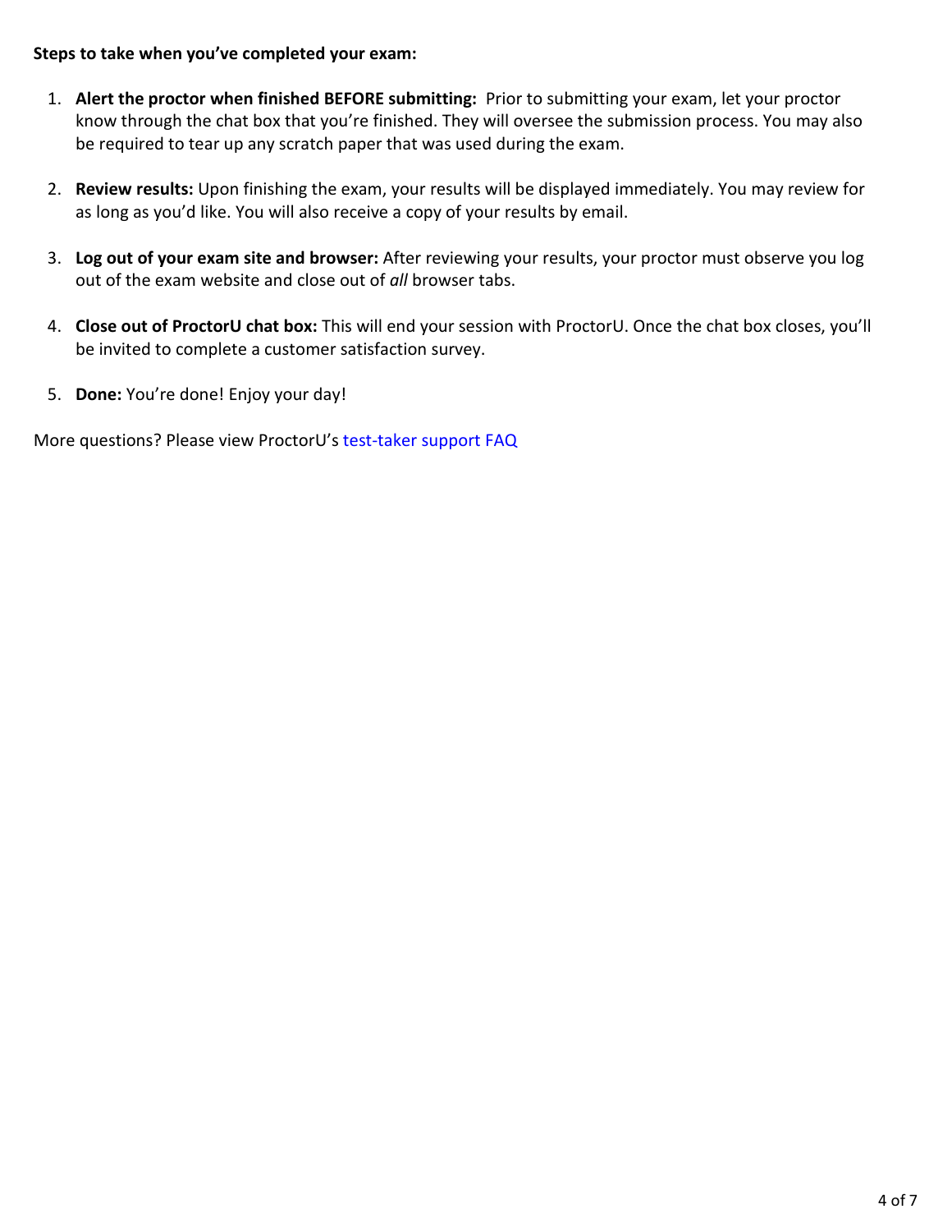**Steps to take when you've completed your exam:**

1. **Alert the proctor when finished BEFORE submitting:** Prior to submitting your exam, let your proctor know through the chat box that you're finished. They will oversee the submission process. You may also be required to tear up any scratch paper that was used during the exam.

2. **Review results:** Upon finishing the exam, your results will be displayed immediately. You may review for as long as you'd like. You will also receive a copy of your results by email.

3. **Log out of your exam site and browser:** After reviewing your results, your proctor must observe you log out of the exam website and close out of *all* browser tabs.

4. **Close out of ProctorU chat box:** This will end your session with ProctorU. Once the chat box closes, you'll be invited to complete a customer satisfaction survey.

5. **Done:** You're done! Enjoy your day!

More questions? Please view ProctorU's test-taker support FAQ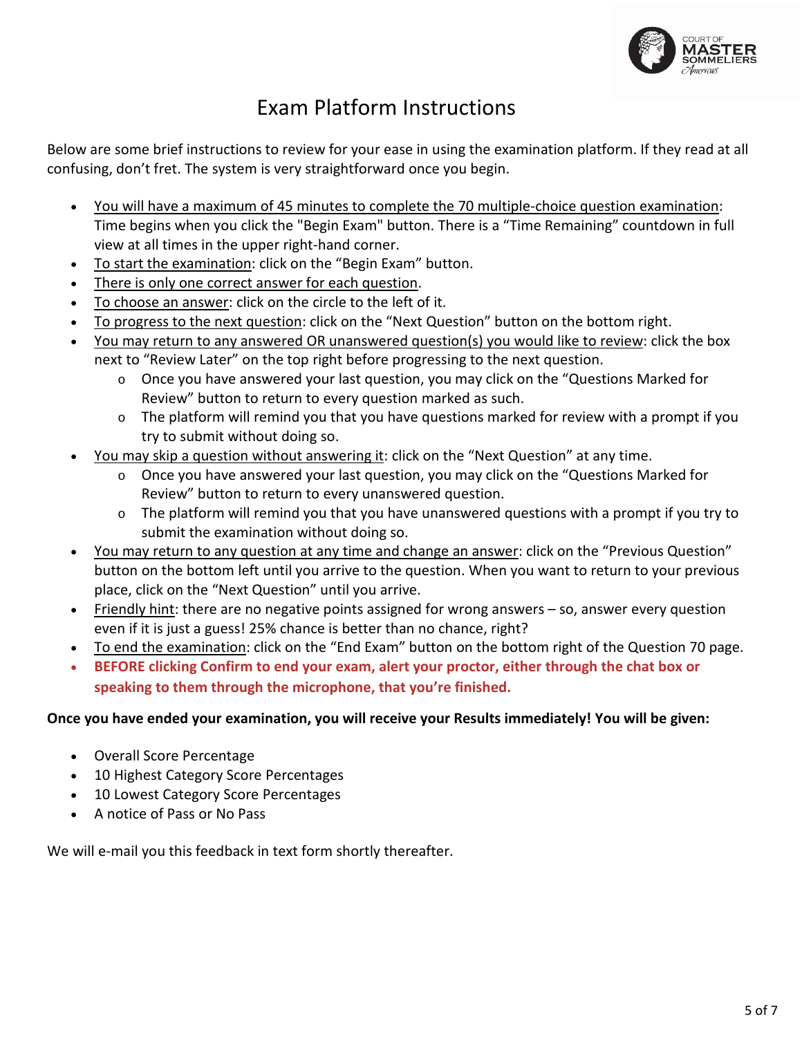# Exam Platform Instructions

Below are some brief instructions to review for your ease in using the examination platform. If they read at all confusing, don't fret. The system is very straightforward once you begin.

- <u>You will have a maximum of 45 minutes to complete the 70 multiple-choice question examination</u>: Time begins when you click the "Begin Exam" button. There is a "Time Remaining" countdown in full view at all times in the upper right-hand corner.
- <u>To start the examination</u>: click on the "Begin Exam" button.
- <u>There is only one correct answer for each question</u>.
- <u>To choose an answer</u>: click on the circle to the left of it.
- <u>To progress to the next question</u>: click on the "Next Question" button on the bottom right.
- <u>You may return to any answered OR unanswered question(s) you would like to review</u>: click the box next to "Review Later" on the top right before progressing to the next question.
  - Once you have answered your last question, you may click on the "Questions Marked for Review" button to return to every question marked as such.
  - The platform will remind you that you have questions marked for review with a prompt if you try to submit without doing so.
- <u>You may skip a question without answering it</u>: click on the "Next Question" at any time.
  - Once you have answered your last question, you may click on the "Questions Marked for Review" button to return to every unanswered question.
  - The platform will remind you that you have unanswered questions with a prompt if you try to submit the examination without doing so.
- <u>You may return to any question at any time and change an answer</u>: click on the "Previous Question" button on the bottom left until you arrive to the question. When you want to return to your previous place, click on the "Next Question" until you arrive.
- <u>Friendly hint</u>: there are no negative points assigned for wrong answers – so, answer every question even if it is just a guess! 25% chance is better than no chance, right?
- <u>To end the examination</u>: click on the "End Exam" button on the bottom right of the Question 70 page.
- **BEFORE clicking Confirm to end your exam, alert your proctor, either through the chat box or speaking to them through the microphone, that you're finished.**

**Once you have ended your examination, you will receive your Results immediately! You will be given:**

- Overall Score Percentage
- 10 Highest Category Score Percentages
- 10 Lowest Category Score Percentages
- A notice of Pass or No Pass

We will e-mail you this feedback in text form shortly thereafter.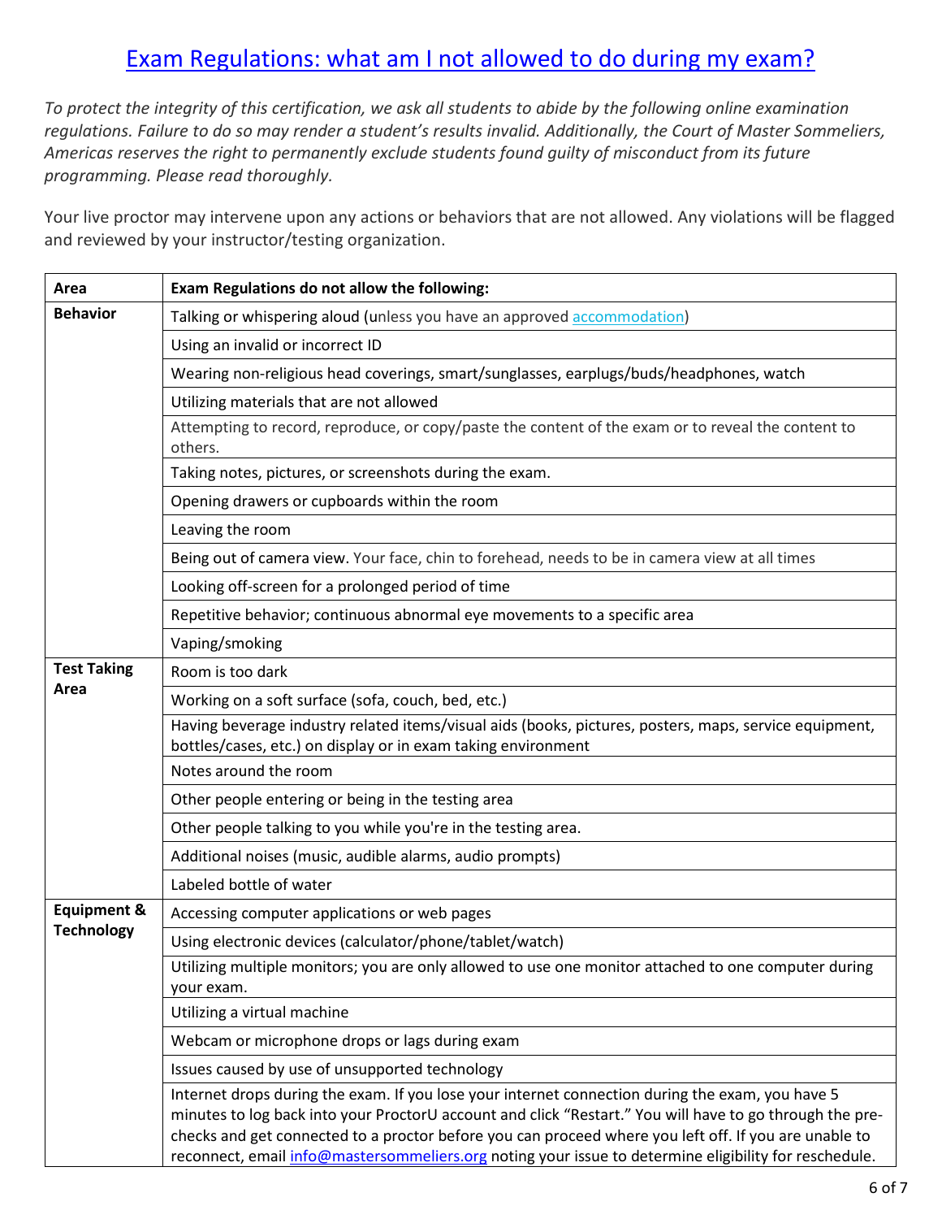# Exam Regulations: what am I not allowed to do during my exam?

*To protect the integrity of this certification, we ask all students to abide by the following online examination regulations. Failure to do so may render a student's results invalid. Additionally, the Court of Master Sommeliers, Americas reserves the right to permanently exclude students found guilty of misconduct from its future programming. Please read thoroughly.*

Your live proctor may intervene upon any actions or behaviors that are not allowed. Any violations will be flagged and reviewed by your instructor/testing organization.

| Area | Exam Regulations do not allow the following: |
|---|---|
| **Behavior** | Talking or whispering aloud (unless you have an approved accommodation) |
| | Using an invalid or incorrect ID |
| | Wearing non-religious head coverings, smart/sunglasses, earplugs/buds/headphones, watch |
| | Utilizing materials that are not allowed |
| | Attempting to record, reproduce, or copy/paste the content of the exam or to reveal the content to others. |
| | Taking notes, pictures, or screenshots during the exam. |
| | Opening drawers or cupboards within the room |
| | Leaving the room |
| | Being out of camera view. Your face, chin to forehead, needs to be in camera view at all times |
| | Looking off-screen for a prolonged period of time |
| | Repetitive behavior; continuous abnormal eye movements to a specific area |
| | Vaping/smoking |
| **Test Taking Area** | Room is too dark |
| | Working on a soft surface (sofa, couch, bed, etc.) |
| | Having beverage industry related items/visual aids (books, pictures, posters, maps, service equipment, bottles/cases, etc.) on display or in exam taking environment |
| | Notes around the room |
| | Other people entering or being in the testing area |
| | Other people talking to you while you're in the testing area. |
| | Additional noises (music, audible alarms, audio prompts) |
| | Labeled bottle of water |
| **Equipment & Technology** | Accessing computer applications or web pages |
| | Using electronic devices (calculator/phone/tablet/watch) |
| | Utilizing multiple monitors; you are only allowed to use one monitor attached to one computer during your exam. |
| | Utilizing a virtual machine |
| | Webcam or microphone drops or lags during exam |
| | Issues caused by use of unsupported technology |
| | Internet drops during the exam. If you lose your internet connection during the exam, you have 5 minutes to log back into your ProctorU account and click "Restart." You will have to go through the pre-checks and get connected to a proctor before you can proceed where you left off. If you are unable to reconnect, email info@mastersommeliers.org noting your issue to determine eligibility for reschedule. |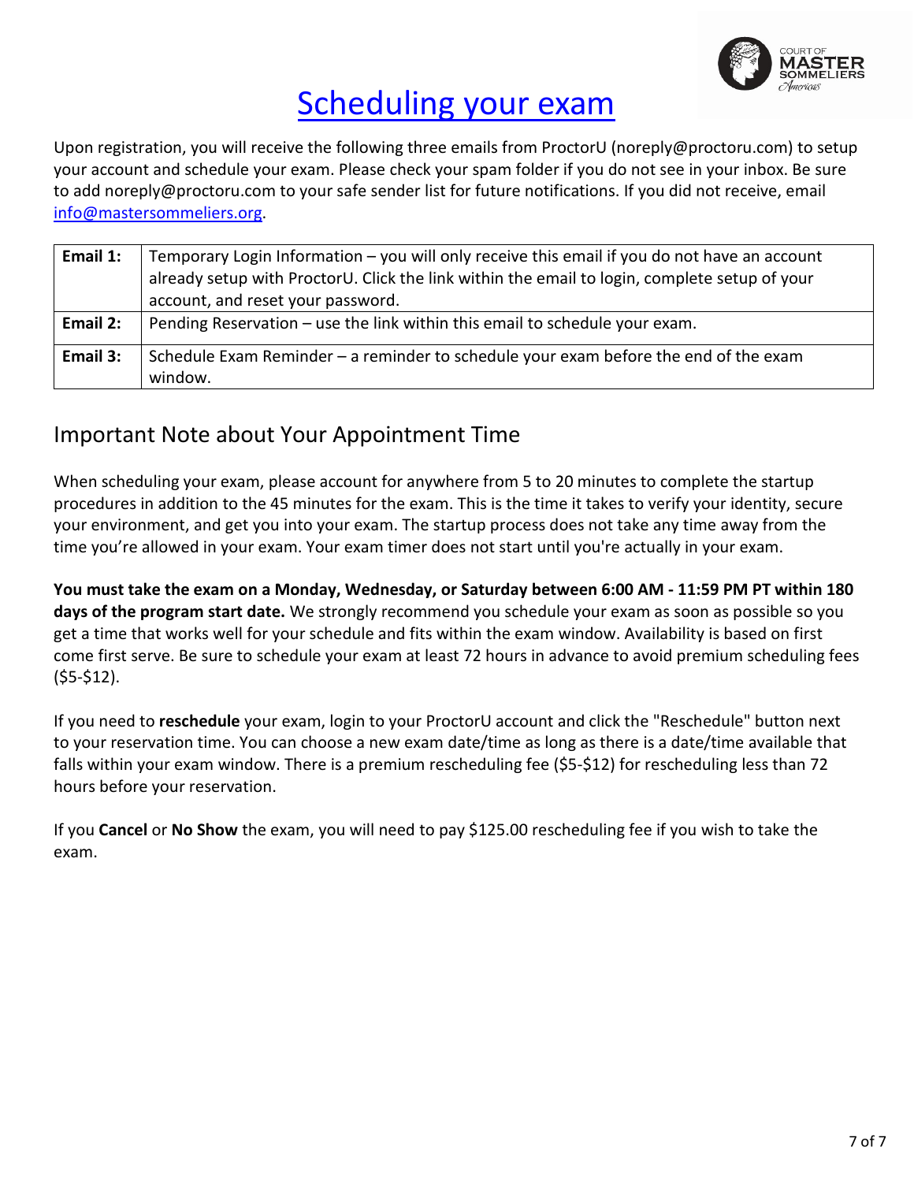# Scheduling your exam

Upon registration, you will receive the following three emails from ProctorU (noreply@proctoru.com) to setup your account and schedule your exam. Please check your spam folder if you do not see in your inbox. Be sure to add noreply@proctoru.com to your safe sender list for future notifications. If you did not receive, email info@mastersommeliers.org.

| | |
|---|---|
| **Email 1:** | Temporary Login Information – you will only receive this email if you do not have an account already setup with ProctorU. Click the link within the email to login, complete setup of your account, and reset your password. |
| **Email 2:** | Pending Reservation – use the link within this email to schedule your exam. |
| **Email 3:** | Schedule Exam Reminder – a reminder to schedule your exam before the end of the exam window. |

## Important Note about Your Appointment Time

When scheduling your exam, please account for anywhere from 5 to 20 minutes to complete the startup procedures in addition to the 45 minutes for the exam. This is the time it takes to verify your identity, secure your environment, and get you into your exam. The startup process does not take any time away from the time you're allowed in your exam. Your exam timer does not start until you're actually in your exam.

**You must take the exam on a Monday, Wednesday, or Saturday between 6:00 AM - 11:59 PM PT within 180 days of the program start date.** We strongly recommend you schedule your exam as soon as possible so you get a time that works well for your schedule and fits within the exam window. Availability is based on first come first serve. Be sure to schedule your exam at least 72 hours in advance to avoid premium scheduling fees ($5-$12).

If you need to **reschedule** your exam, login to your ProctorU account and click the "Reschedule" button next to your reservation time. You can choose a new exam date/time as long as there is a date/time available that falls within your exam window. There is a premium rescheduling fee ($5-$12) for rescheduling less than 72 hours before your reservation.

If you **Cancel** or **No Show** the exam, you will need to pay $125.00 rescheduling fee if you wish to take the exam.